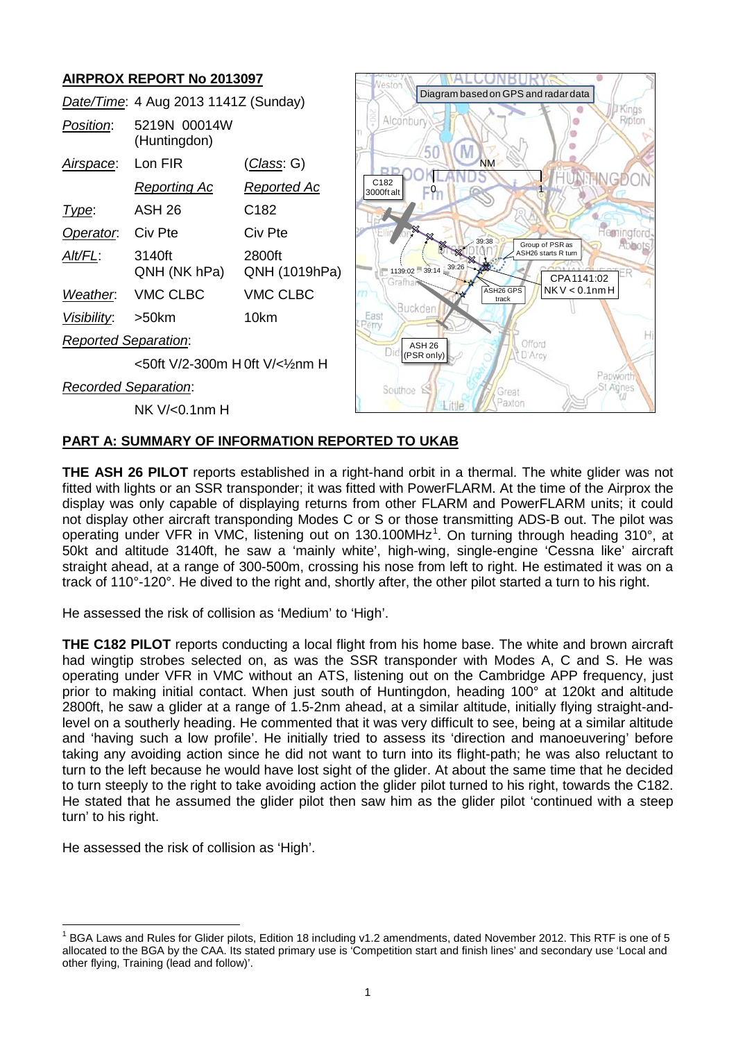## AIRPROX REPORT No 2013097

| | | |
|---|---|---|
| *Date/Time*: | 4 Aug 2013 1141Z (Sunday) | |
| *Position*: | 5219N 00014W (Huntingdon) | |
| *Airspace*: | Lon FIR | (*Class*: G) |
| | *Reporting Ac* | *Reported Ac* |
| *Type*: | ASH 26 | C182 |
| *Operator*: | Civ Pte | Civ Pte |
| *Alt/FL*: | 3140ft QNH (NK hPa) | 2800ft QNH (1019hPa) |
| *Weather*: | VMC CLBC | VMC CLBC |
| *Visibility*: | >50km | 10km |
| *Reported Separation*: | | |
| | <50ft V/2-300m H | 0ft V/<½nm H |
| *Recorded Separation*: | | |
| | NK V/<0.1nm H | |

## PART A: SUMMARY OF INFORMATION REPORTED TO UKAB

**THE ASH 26 PILOT** reports established in a right-hand orbit in a thermal. The white glider was not fitted with lights or an SSR transponder; it was fitted with PowerFLARM. At the time of the Airprox the display was only capable of displaying returns from other FLARM and PowerFLARM units; it could not display other aircraft transponding Modes C or S or those transmitting ADS-B out. The pilot was operating under VFR in VMC, listening out on 130.100MHz[1]. On turning through heading 310°, at 50kt and altitude 3140ft, he saw a 'mainly white', high-wing, single-engine 'Cessna like' aircraft straight ahead, at a range of 300-500m, crossing his nose from left to right. He estimated it was on a track of 110°-120°. He dived to the right and, shortly after, the other pilot started a turn to his right.

He assessed the risk of collision as 'Medium' to 'High'.

**THE C182 PILOT** reports conducting a local flight from his home base. The white and brown aircraft had wingtip strobes selected on, as was the SSR transponder with Modes A, C and S. He was operating under VFR in VMC without an ATS, listening out on the Cambridge APP frequency, just prior to making initial contact. When just south of Huntingdon, heading 100° at 120kt and altitude 2800ft, he saw a glider at a range of 1.5-2nm ahead, at a similar altitude, initially flying straight-and-level on a southerly heading. He commented that it was very difficult to see, being at a similar altitude and 'having such a low profile'. He initially tried to assess its 'direction and manoeuvering' before taking any avoiding action since he did not want to turn into its flight-path; he was also reluctant to turn to the left because he would have lost sight of the glider. At about the same time that he decided to turn steeply to the right to take avoiding action the glider pilot turned to his right, towards the C182. He stated that he assumed the glider pilot then saw him as the glider pilot 'continued with a steep turn' to his right.

He assessed the risk of collision as 'High'.

[1] BGA Laws and Rules for Glider pilots, Edition 18 including v1.2 amendments, dated November 2012. This RTF is one of 5 allocated to the BGA by the CAA. Its stated primary use is 'Competition start and finish lines' and secondary use 'Local and other flying, Training (lead and follow)'.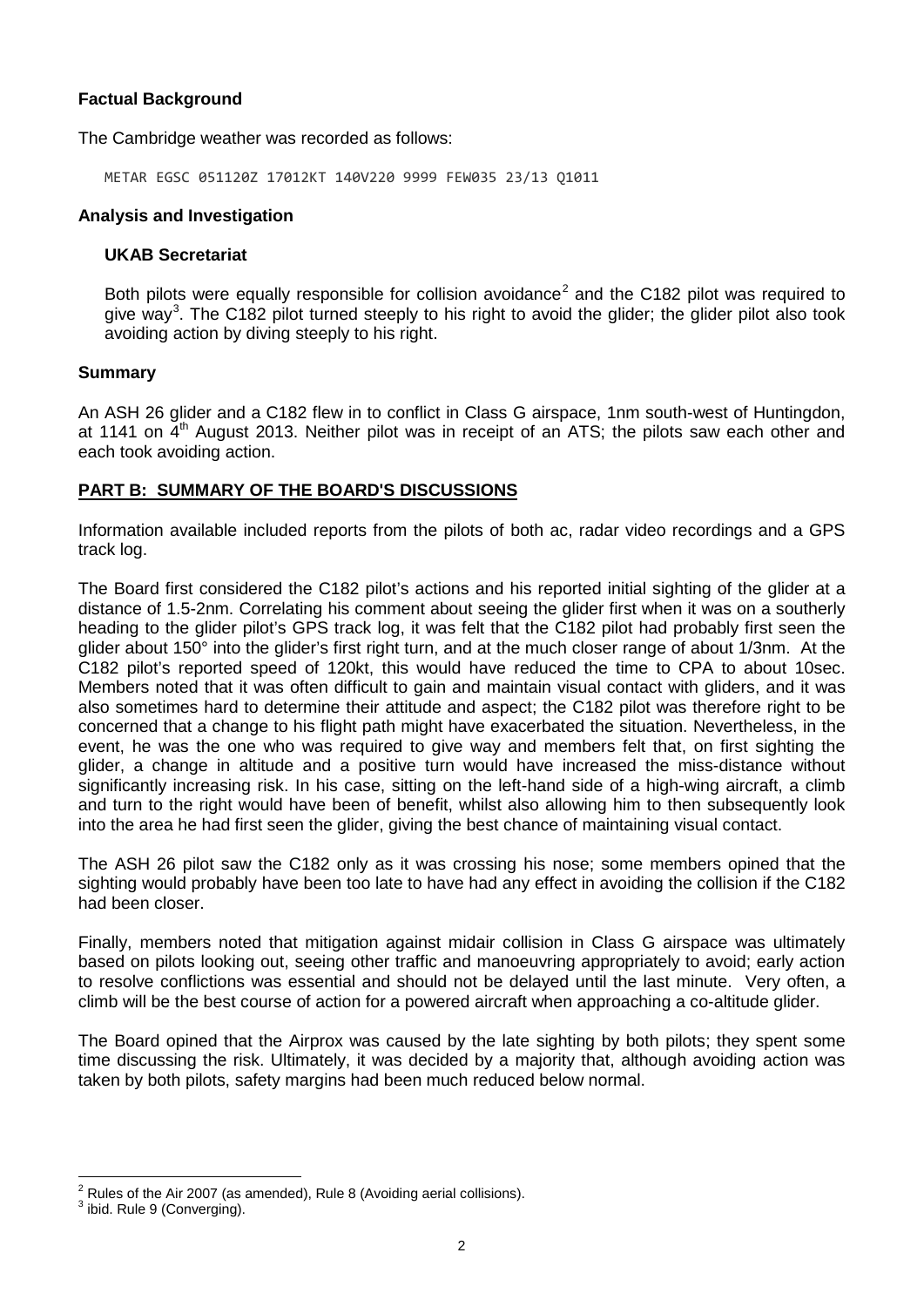**Factual Background**

The Cambridge weather was recorded as follows:

```
METAR EGSC 051120Z 17012KT 140V220 9999 FEW035 23/13 Q1011
```

**Analysis and Investigation**

**UKAB Secretariat**

Both pilots were equally responsible for collision avoidance[2] and the C182 pilot was required to give way[3]. The C182 pilot turned steeply to his right to avoid the glider; the glider pilot also took avoiding action by diving steeply to his right.

**Summary**

An ASH 26 glider and a C182 flew in to conflict in Class G airspace, 1nm south-west of Huntingdon, at 1141 on 4th August 2013. Neither pilot was in receipt of an ATS; the pilots saw each other and each took avoiding action.

**PART B: SUMMARY OF THE BOARD'S DISCUSSIONS**

Information available included reports from the pilots of both ac, radar video recordings and a GPS track log.

The Board first considered the C182 pilot's actions and his reported initial sighting of the glider at a distance of 1.5-2nm. Correlating his comment about seeing the glider first when it was on a southerly heading to the glider pilot's GPS track log, it was felt that the C182 pilot had probably first seen the glider about 150° into the glider's first right turn, and at the much closer range of about 1/3nm. At the C182 pilot's reported speed of 120kt, this would have reduced the time to CPA to about 10sec. Members noted that it was often difficult to gain and maintain visual contact with gliders, and it was also sometimes hard to determine their attitude and aspect; the C182 pilot was therefore right to be concerned that a change to his flight path might have exacerbated the situation. Nevertheless, in the event, he was the one who was required to give way and members felt that, on first sighting the glider, a change in altitude and a positive turn would have increased the miss-distance without significantly increasing risk. In his case, sitting on the left-hand side of a high-wing aircraft, a climb and turn to the right would have been of benefit, whilst also allowing him to then subsequently look into the area he had first seen the glider, giving the best chance of maintaining visual contact.

The ASH 26 pilot saw the C182 only as it was crossing his nose; some members opined that the sighting would probably have been too late to have had any effect in avoiding the collision if the C182 had been closer.

Finally, members noted that mitigation against midair collision in Class G airspace was ultimately based on pilots looking out, seeing other traffic and manoeuvring appropriately to avoid; early action to resolve conflictions was essential and should not be delayed until the last minute. Very often, a climb will be the best course of action for a powered aircraft when approaching a co-altitude glider.

The Board opined that the Airprox was caused by the late sighting by both pilots; they spent some time discussing the risk. Ultimately, it was decided by a majority that, although avoiding action was taken by both pilots, safety margins had been much reduced below normal.

---

[2] Rules of the Air 2007 (as amended), Rule 8 (Avoiding aerial collisions).

[3] ibid. Rule 9 (Converging).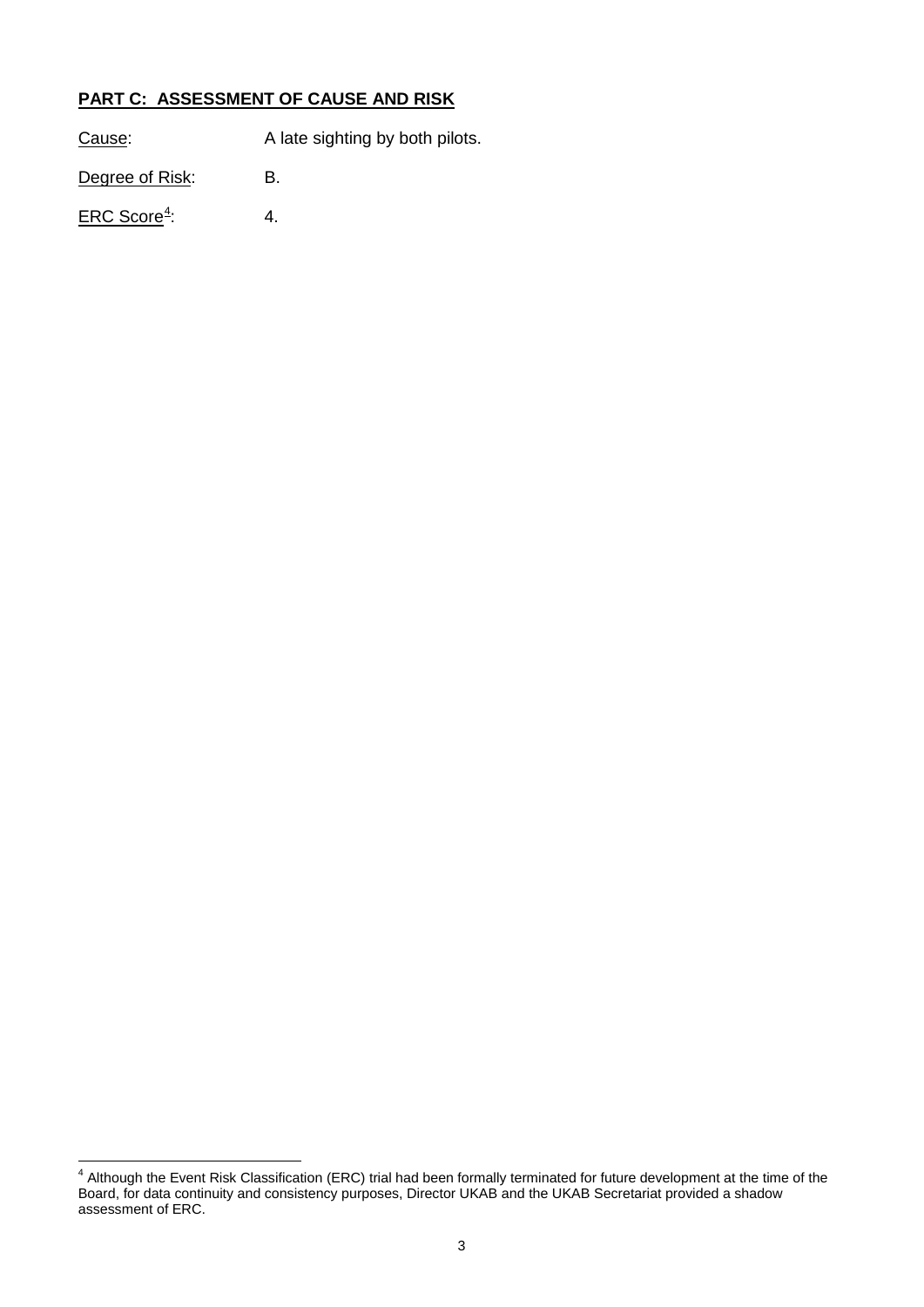**PART C: ASSESSMENT OF CAUSE AND RISK**

Cause: A late sighting by both pilots.

Degree of Risk: B.

ERC Score[4]: 4.

[4] Although the Event Risk Classification (ERC) trial had been formally terminated for future development at the time of the Board, for data continuity and consistency purposes, Director UKAB and the UKAB Secretariat provided a shadow assessment of ERC.